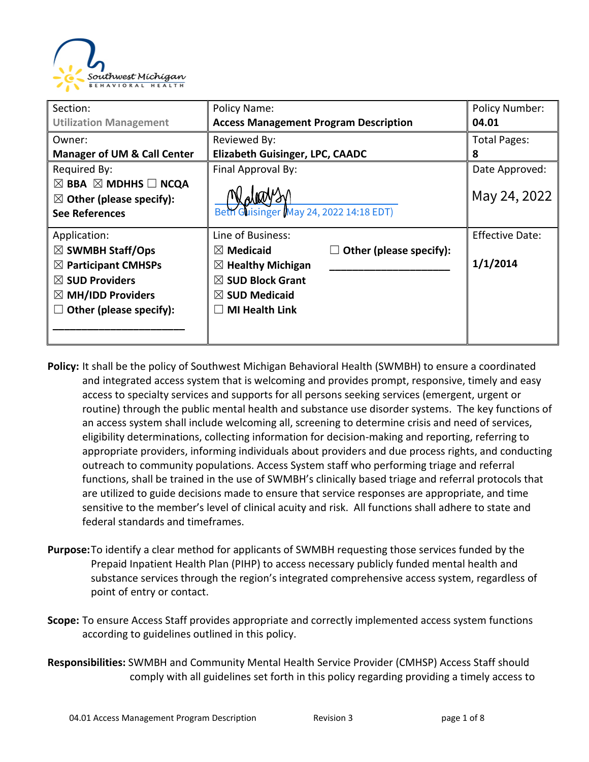| Section: Utilization Management | Policy Name: **Access Management Program Description** | Policy Number: **04.01** |
| --- | --- | --- |
| Owner: **Manager of UM & Call Center** | Reviewed By: **Elizabeth Guisinger, LPC, CAADC** | Total Pages: **8** |
| Required By: ☒ **BBA** ☒ **MDHHS** ☐ **NCQA** ☒ **Other (please specify): See References** | Final Approval By: Beth Guisinger (May 24, 2022 14:18 EDT) | Date Approved: May 24, 2022 |
| Application: ☒ **SWMBH Staff/Ops** ☒ **Participant CMHSPs** ☒ **SUD Providers** ☒ **MH/IDD Providers** ☐ **Other (please specify):** ______________________ | Line of Business: ☒ **Medicaid** ☒ **Healthy Michigan** ☒ **SUD Block Grant** ☒ **SUD Medicaid** ☐ **MI Health Link** ☐ **Other (please specify):** ______________________ | Effective Date: **1/1/2014** |

**Policy:** It shall be the policy of Southwest Michigan Behavioral Health (SWMBH) to ensure a coordinated and integrated access system that is welcoming and provides prompt, responsive, timely and easy access to specialty services and supports for all persons seeking services (emergent, urgent or routine) through the public mental health and substance use disorder systems. The key functions of an access system shall include welcoming all, screening to determine crisis and need of services, eligibility determinations, collecting information for decision-making and reporting, referring to appropriate providers, informing individuals about providers and due process rights, and conducting outreach to community populations. Access System staff who performing triage and referral functions, shall be trained in the use of SWMBH's clinically based triage and referral protocols that are utilized to guide decisions made to ensure that service responses are appropriate, and time sensitive to the member's level of clinical acuity and risk. All functions shall adhere to state and federal standards and timeframes.

**Purpose:** To identify a clear method for applicants of SWMBH requesting those services funded by the Prepaid Inpatient Health Plan (PIHP) to access necessary publicly funded mental health and substance services through the region's integrated comprehensive access system, regardless of point of entry or contact.

**Scope:** To ensure Access Staff provides appropriate and correctly implemented access system functions according to guidelines outlined in this policy.

**Responsibilities:** SWMBH and Community Mental Health Service Provider (CMHSP) Access Staff should comply with all guidelines set forth in this policy regarding providing a timely access to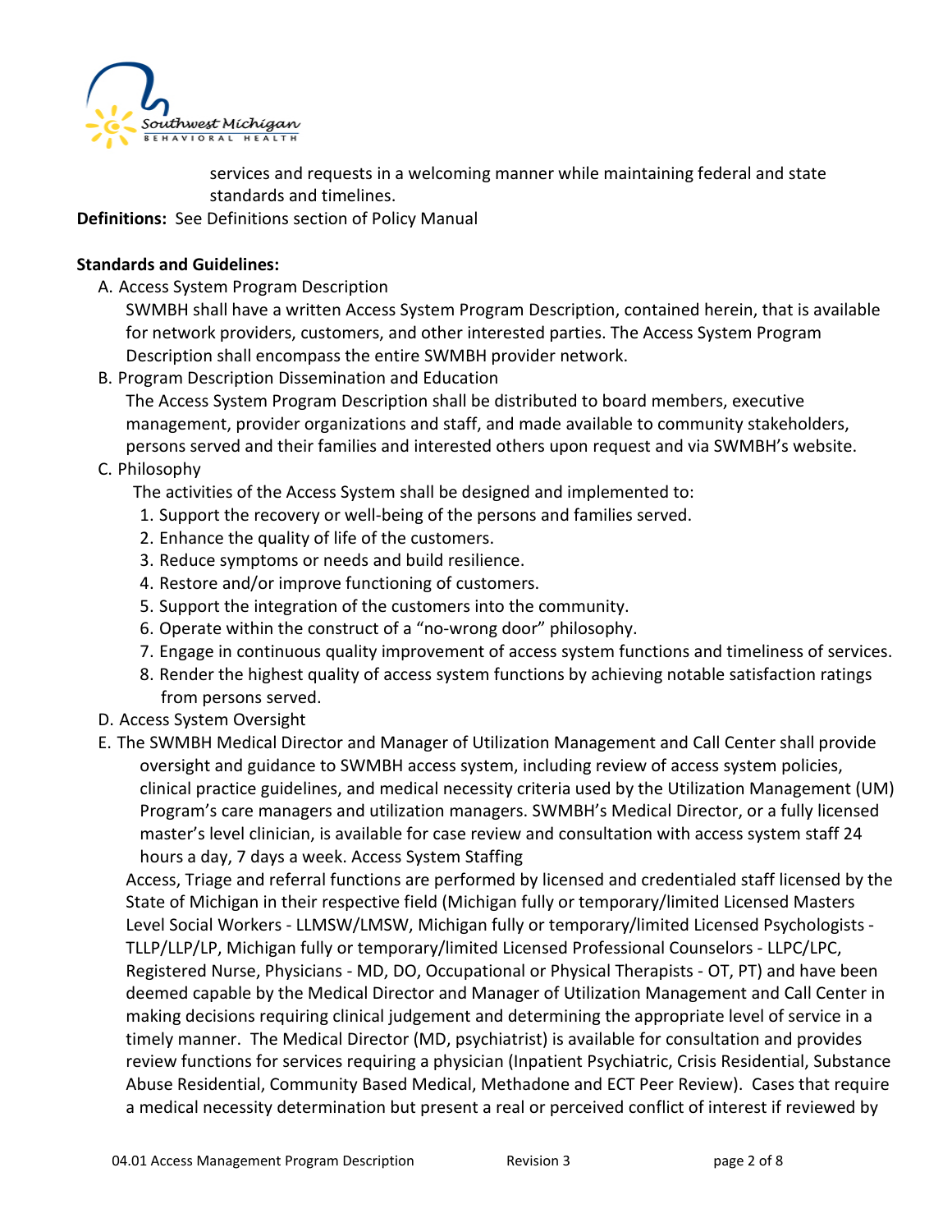services and requests in a welcoming manner while maintaining federal and state standards and timelines.

**Definitions:** See Definitions section of Policy Manual

**Standards and Guidelines:**

A. Access System Program Description

SWMBH shall have a written Access System Program Description, contained herein, that is available for network providers, customers, and other interested parties. The Access System Program Description shall encompass the entire SWMBH provider network.

B. Program Description Dissemination and Education

The Access System Program Description shall be distributed to board members, executive management, provider organizations and staff, and made available to community stakeholders, persons served and their families and interested others upon request and via SWMBH's website.

C. Philosophy

The activities of the Access System shall be designed and implemented to:

1. Support the recovery or well-being of the persons and families served.
2. Enhance the quality of life of the customers.
3. Reduce symptoms or needs and build resilience.
4. Restore and/or improve functioning of customers.
5. Support the integration of the customers into the community.
6. Operate within the construct of a "no-wrong door" philosophy.
7. Engage in continuous quality improvement of access system functions and timeliness of services.
8. Render the highest quality of access system functions by achieving notable satisfaction ratings from persons served.

D. Access System Oversight

E. The SWMBH Medical Director and Manager of Utilization Management and Call Center shall provide oversight and guidance to SWMBH access system, including review of access system policies, clinical practice guidelines, and medical necessity criteria used by the Utilization Management (UM) Program's care managers and utilization managers. SWMBH's Medical Director, or a fully licensed master's level clinician, is available for case review and consultation with access system staff 24 hours a day, 7 days a week. Access System Staffing

Access, Triage and referral functions are performed by licensed and credentialed staff licensed by the State of Michigan in their respective field (Michigan fully or temporary/limited Licensed Masters Level Social Workers - LLMSW/LMSW, Michigan fully or temporary/limited Licensed Psychologists - TLLP/LLP/LP, Michigan fully or temporary/limited Licensed Professional Counselors - LLPC/LPC, Registered Nurse, Physicians - MD, DO, Occupational or Physical Therapists - OT, PT) and have been deemed capable by the Medical Director and Manager of Utilization Management and Call Center in making decisions requiring clinical judgement and determining the appropriate level of service in a timely manner. The Medical Director (MD, psychiatrist) is available for consultation and provides review functions for services requiring a physician (Inpatient Psychiatric, Crisis Residential, Substance Abuse Residential, Community Based Medical, Methadone and ECT Peer Review). Cases that require a medical necessity determination but present a real or perceived conflict of interest if reviewed by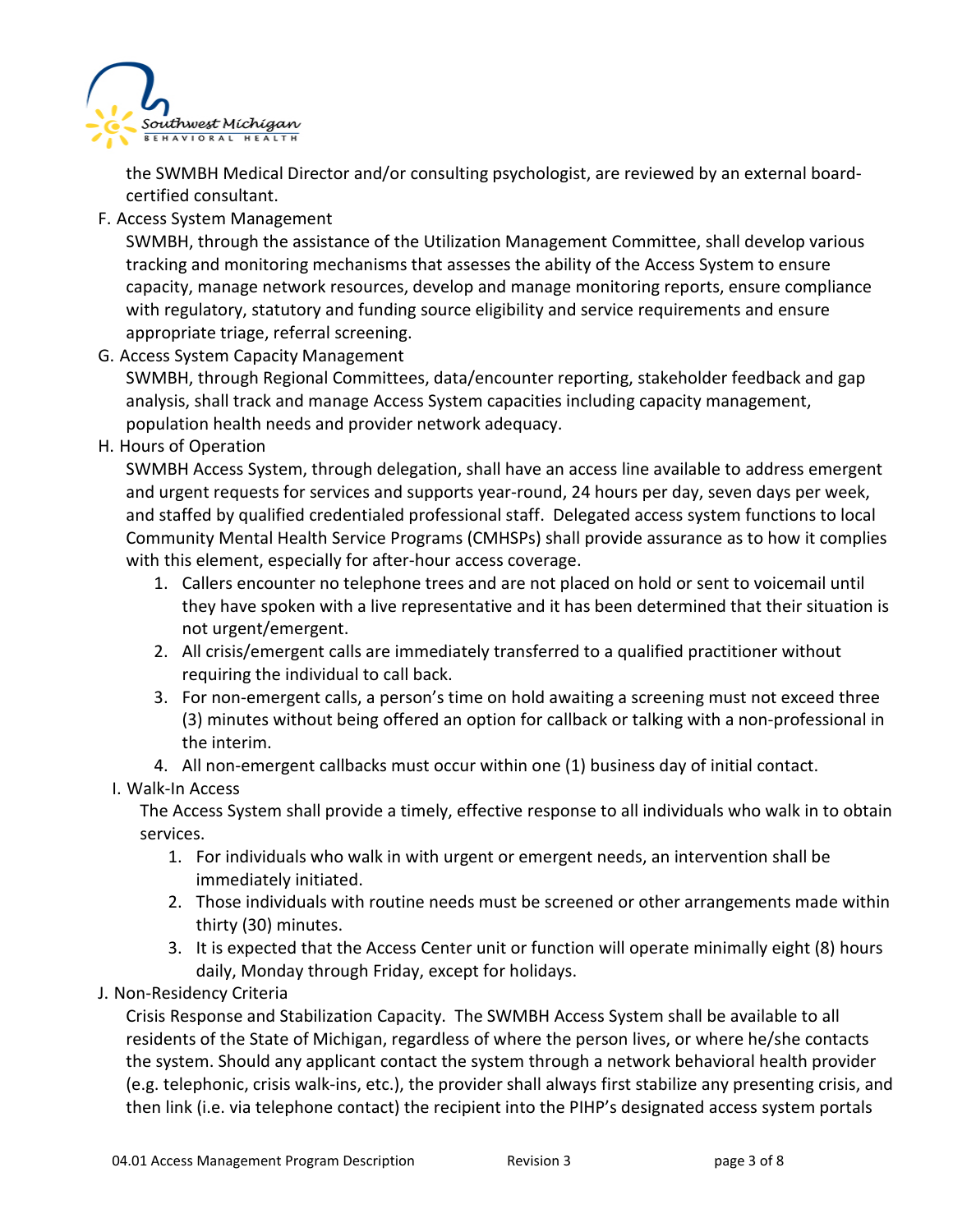the SWMBH Medical Director and/or consulting psychologist, are reviewed by an external board-certified consultant.

F. Access System Management

SWMBH, through the assistance of the Utilization Management Committee, shall develop various tracking and monitoring mechanisms that assesses the ability of the Access System to ensure capacity, manage network resources, develop and manage monitoring reports, ensure compliance with regulatory, statutory and funding source eligibility and service requirements and ensure appropriate triage, referral screening.

G. Access System Capacity Management

SWMBH, through Regional Committees, data/encounter reporting, stakeholder feedback and gap analysis, shall track and manage Access System capacities including capacity management, population health needs and provider network adequacy.

H. Hours of Operation

SWMBH Access System, through delegation, shall have an access line available to address emergent and urgent requests for services and supports year-round, 24 hours per day, seven days per week, and staffed by qualified credentialed professional staff. Delegated access system functions to local Community Mental Health Service Programs (CMHSPs) shall provide assurance as to how it complies with this element, especially for after-hour access coverage.

1. Callers encounter no telephone trees and are not placed on hold or sent to voicemail until they have spoken with a live representative and it has been determined that their situation is not urgent/emergent.
2. All crisis/emergent calls are immediately transferred to a qualified practitioner without requiring the individual to call back.
3. For non-emergent calls, a person's time on hold awaiting a screening must not exceed three (3) minutes without being offered an option for callback or talking with a non-professional in the interim.
4. All non-emergent callbacks must occur within one (1) business day of initial contact.

I. Walk-In Access

The Access System shall provide a timely, effective response to all individuals who walk in to obtain services.

1. For individuals who walk in with urgent or emergent needs, an intervention shall be immediately initiated.
2. Those individuals with routine needs must be screened or other arrangements made within thirty (30) minutes.
3. It is expected that the Access Center unit or function will operate minimally eight (8) hours daily, Monday through Friday, except for holidays.

J. Non-Residency Criteria

Crisis Response and Stabilization Capacity. The SWMBH Access System shall be available to all residents of the State of Michigan, regardless of where the person lives, or where he/she contacts the system. Should any applicant contact the system through a network behavioral health provider (e.g. telephonic, crisis walk-ins, etc.), the provider shall always first stabilize any presenting crisis, and then link (i.e. via telephone contact) the recipient into the PIHP's designated access system portals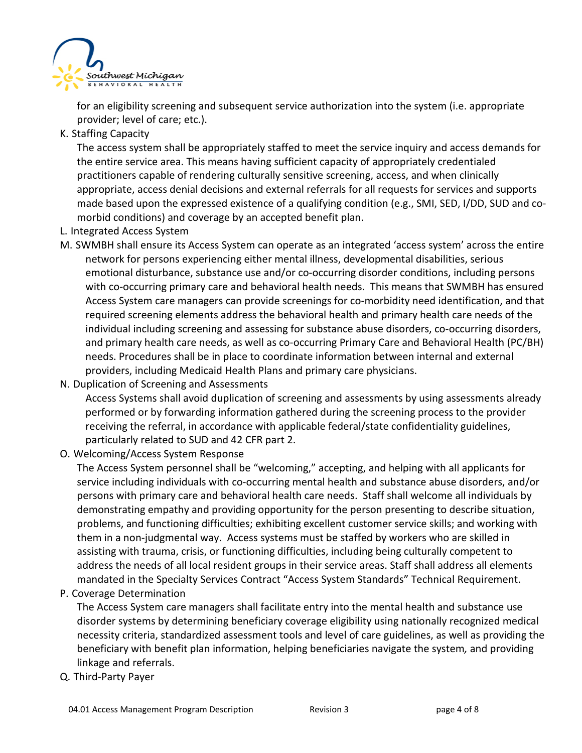for an eligibility screening and subsequent service authorization into the system (i.e. appropriate provider; level of care; etc.).

K. Staffing Capacity

The access system shall be appropriately staffed to meet the service inquiry and access demands for the entire service area. This means having sufficient capacity of appropriately credentialed practitioners capable of rendering culturally sensitive screening, access, and when clinically appropriate, access denial decisions and external referrals for all requests for services and supports made based upon the expressed existence of a qualifying condition (e.g., SMI, SED, I/DD, SUD and co-morbid conditions) and coverage by an accepted benefit plan.

L. Integrated Access System

M. SWMBH shall ensure its Access System can operate as an integrated 'access system' across the entire network for persons experiencing either mental illness, developmental disabilities, serious emotional disturbance, substance use and/or co-occurring disorder conditions, including persons with co-occurring primary care and behavioral health needs. This means that SWMBH has ensured Access System care managers can provide screenings for co-morbidity need identification, and that required screening elements address the behavioral health and primary health care needs of the individual including screening and assessing for substance abuse disorders, co-occurring disorders, and primary health care needs, as well as co-occurring Primary Care and Behavioral Health (PC/BH) needs. Procedures shall be in place to coordinate information between internal and external providers, including Medicaid Health Plans and primary care physicians.

N. Duplication of Screening and Assessments

Access Systems shall avoid duplication of screening and assessments by using assessments already performed or by forwarding information gathered during the screening process to the provider receiving the referral, in accordance with applicable federal/state confidentiality guidelines, particularly related to SUD and 42 CFR part 2.

O. Welcoming/Access System Response

The Access System personnel shall be "welcoming," accepting, and helping with all applicants for service including individuals with co-occurring mental health and substance abuse disorders, and/or persons with primary care and behavioral health care needs. Staff shall welcome all individuals by demonstrating empathy and providing opportunity for the person presenting to describe situation, problems, and functioning difficulties; exhibiting excellent customer service skills; and working with them in a non-judgmental way. Access systems must be staffed by workers who are skilled in assisting with trauma, crisis, or functioning difficulties, including being culturally competent to address the needs of all local resident groups in their service areas. Staff shall address all elements mandated in the Specialty Services Contract "Access System Standards" Technical Requirement.

P. Coverage Determination

The Access System care managers shall facilitate entry into the mental health and substance use disorder systems by determining beneficiary coverage eligibility using nationally recognized medical necessity criteria, standardized assessment tools and level of care guidelines, as well as providing the beneficiary with benefit plan information, helping beneficiaries navigate the system, and providing linkage and referrals.

Q. Third-Party Payer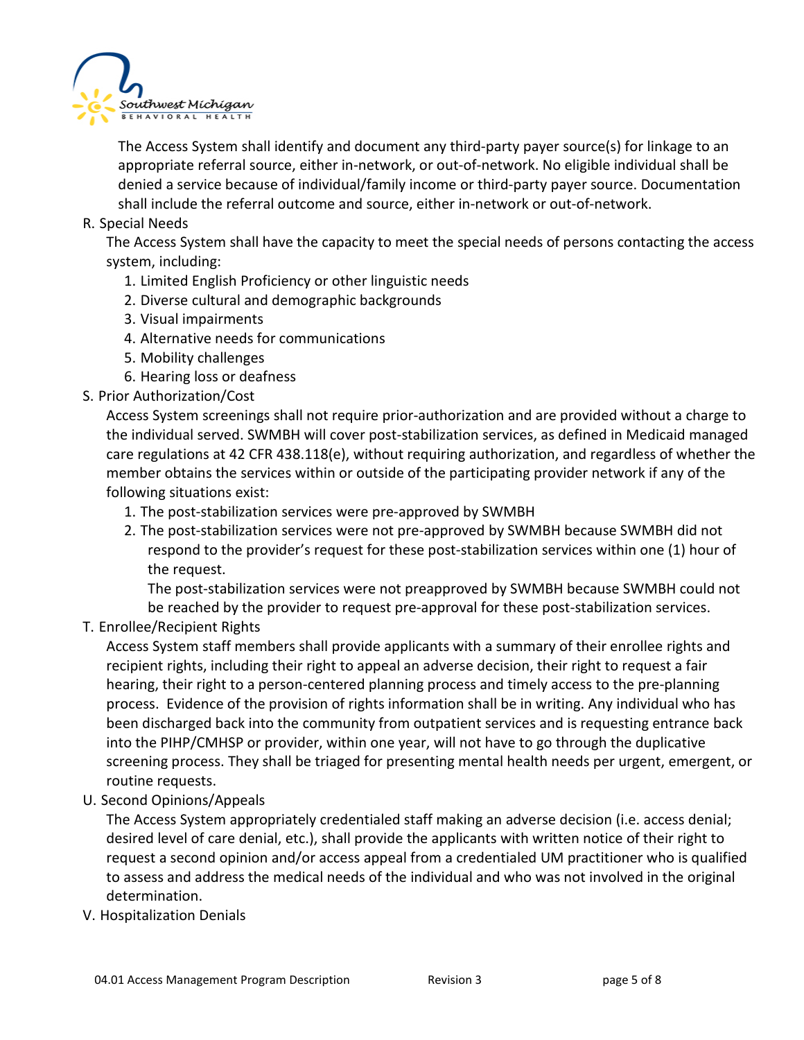The Access System shall identify and document any third-party payer source(s) for linkage to an appropriate referral source, either in-network, or out-of-network. No eligible individual shall be denied a service because of individual/family income or third-party payer source. Documentation shall include the referral outcome and source, either in-network or out-of-network.

R. Special Needs

The Access System shall have the capacity to meet the special needs of persons contacting the access system, including:

1. Limited English Proficiency or other linguistic needs
2. Diverse cultural and demographic backgrounds
3. Visual impairments
4. Alternative needs for communications
5. Mobility challenges
6. Hearing loss or deafness

S. Prior Authorization/Cost

Access System screenings shall not require prior-authorization and are provided without a charge to the individual served. SWMBH will cover post-stabilization services, as defined in Medicaid managed care regulations at 42 CFR 438.118(e), without requiring authorization, and regardless of whether the member obtains the services within or outside of the participating provider network if any of the following situations exist:

1. The post-stabilization services were pre-approved by SWMBH
2. The post-stabilization services were not pre-approved by SWMBH because SWMBH did not respond to the provider's request for these post-stabilization services within one (1) hour of the request.

   The post-stabilization services were not preapproved by SWMBH because SWMBH could not be reached by the provider to request pre-approval for these post-stabilization services.

T. Enrollee/Recipient Rights

Access System staff members shall provide applicants with a summary of their enrollee rights and recipient rights, including their right to appeal an adverse decision, their right to request a fair hearing, their right to a person-centered planning process and timely access to the pre-planning process. Evidence of the provision of rights information shall be in writing. Any individual who has been discharged back into the community from outpatient services and is requesting entrance back into the PIHP/CMHSP or provider, within one year, will not have to go through the duplicative screening process. They shall be triaged for presenting mental health needs per urgent, emergent, or routine requests.

U. Second Opinions/Appeals

The Access System appropriately credentialed staff making an adverse decision (i.e. access denial; desired level of care denial, etc.), shall provide the applicants with written notice of their right to request a second opinion and/or access appeal from a credentialed UM practitioner who is qualified to assess and address the medical needs of the individual and who was not involved in the original determination.

V. Hospitalization Denials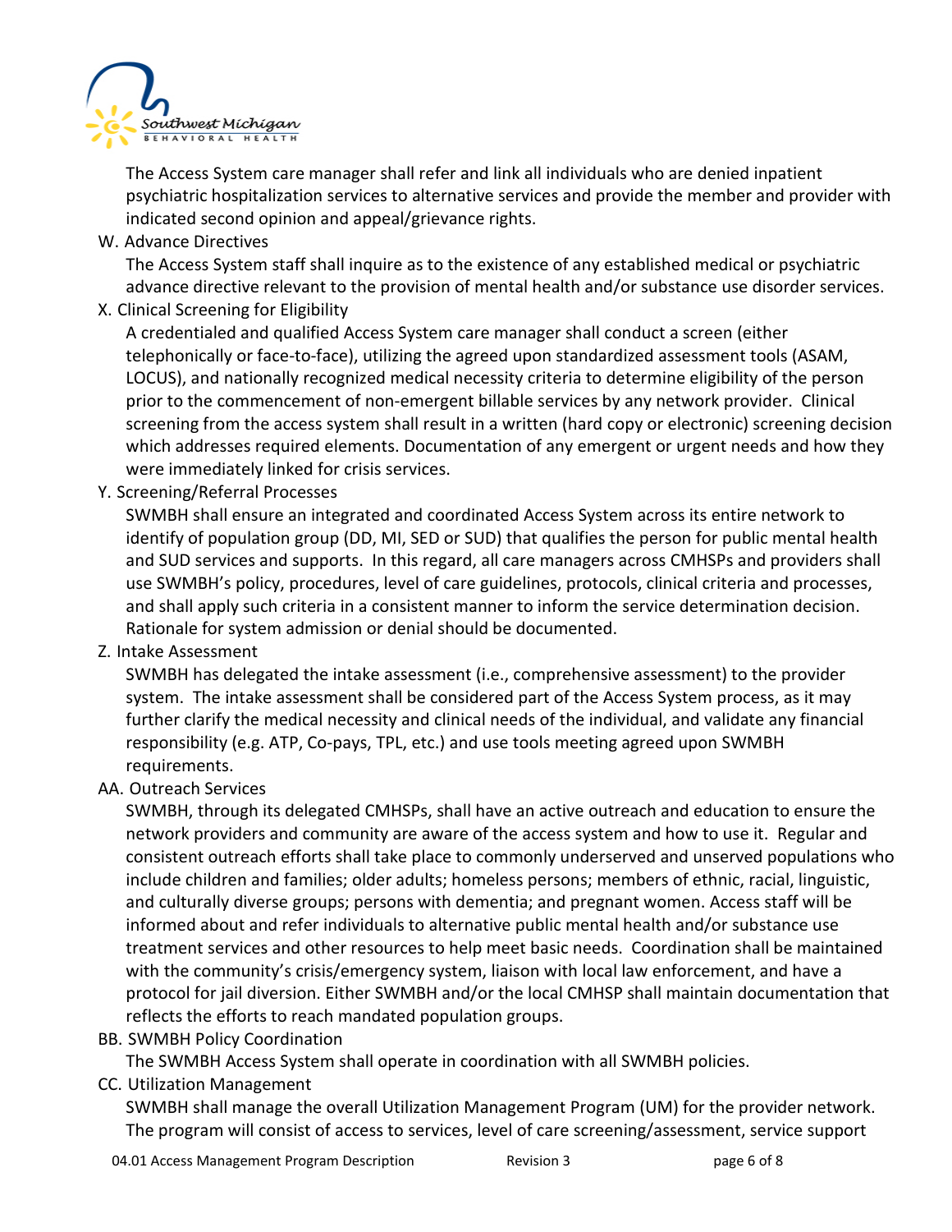The Access System care manager shall refer and link all individuals who are denied inpatient psychiatric hospitalization services to alternative services and provide the member and provider with indicated second opinion and appeal/grievance rights.

W. Advance Directives

The Access System staff shall inquire as to the existence of any established medical or psychiatric advance directive relevant to the provision of mental health and/or substance use disorder services.

X. Clinical Screening for Eligibility

A credentialed and qualified Access System care manager shall conduct a screen (either telephonically or face-to-face), utilizing the agreed upon standardized assessment tools (ASAM, LOCUS), and nationally recognized medical necessity criteria to determine eligibility of the person prior to the commencement of non-emergent billable services by any network provider. Clinical screening from the access system shall result in a written (hard copy or electronic) screening decision which addresses required elements. Documentation of any emergent or urgent needs and how they were immediately linked for crisis services.

Y. Screening/Referral Processes

SWMBH shall ensure an integrated and coordinated Access System across its entire network to identify of population group (DD, MI, SED or SUD) that qualifies the person for public mental health and SUD services and supports. In this regard, all care managers across CMHSPs and providers shall use SWMBH's policy, procedures, level of care guidelines, protocols, clinical criteria and processes, and shall apply such criteria in a consistent manner to inform the service determination decision. Rationale for system admission or denial should be documented.

Z. Intake Assessment

SWMBH has delegated the intake assessment (i.e., comprehensive assessment) to the provider system. The intake assessment shall be considered part of the Access System process, as it may further clarify the medical necessity and clinical needs of the individual, and validate any financial responsibility (e.g. ATP, Co-pays, TPL, etc.) and use tools meeting agreed upon SWMBH requirements.

AA. Outreach Services

SWMBH, through its delegated CMHSPs, shall have an active outreach and education to ensure the network providers and community are aware of the access system and how to use it. Regular and consistent outreach efforts shall take place to commonly underserved and unserved populations who include children and families; older adults; homeless persons; members of ethnic, racial, linguistic, and culturally diverse groups; persons with dementia; and pregnant women. Access staff will be informed about and refer individuals to alternative public mental health and/or substance use treatment services and other resources to help meet basic needs. Coordination shall be maintained with the community's crisis/emergency system, liaison with local law enforcement, and have a protocol for jail diversion. Either SWMBH and/or the local CMHSP shall maintain documentation that reflects the efforts to reach mandated population groups.

BB. SWMBH Policy Coordination

The SWMBH Access System shall operate in coordination with all SWMBH policies.

CC. Utilization Management

SWMBH shall manage the overall Utilization Management Program (UM) for the provider network. The program will consist of access to services, level of care screening/assessment, service support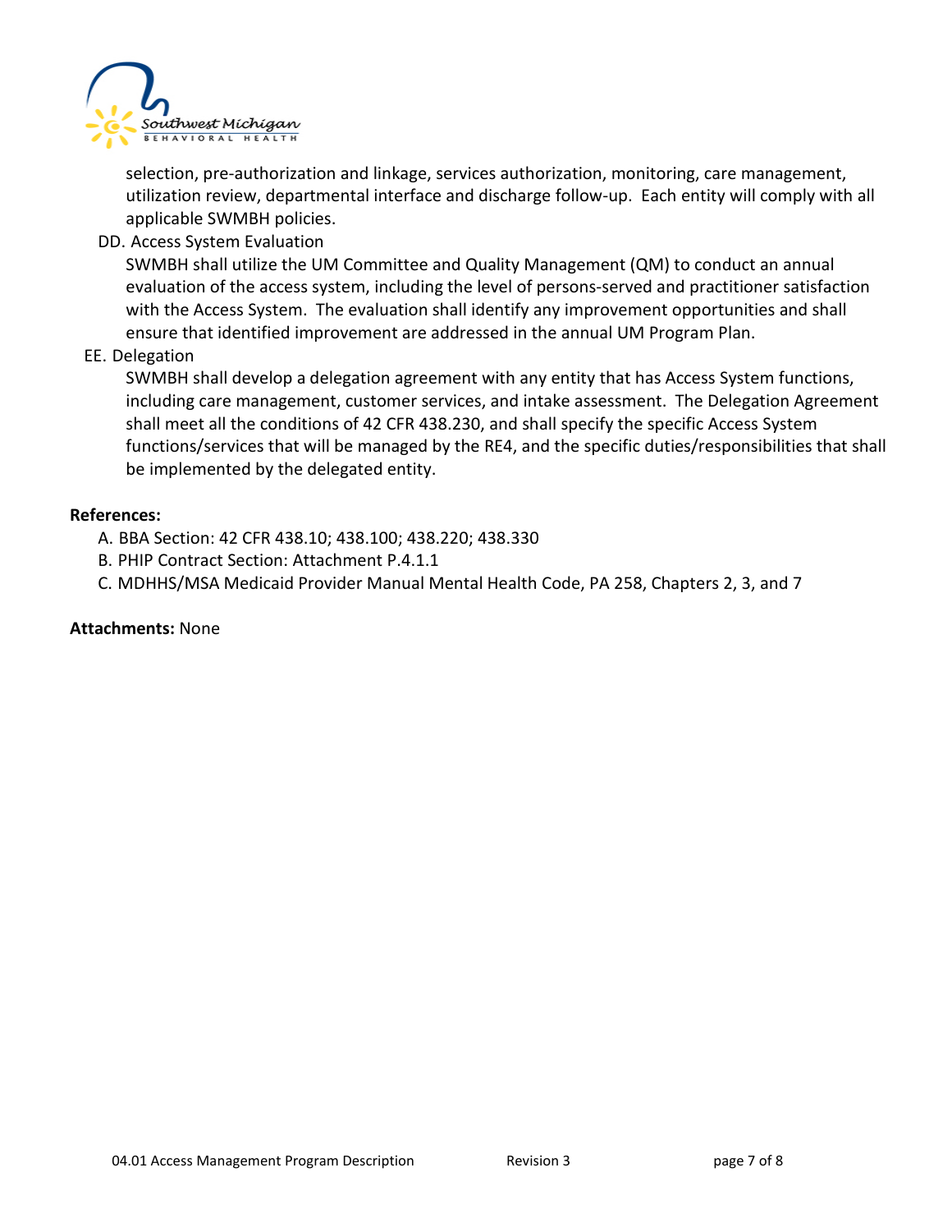selection, pre-authorization and linkage, services authorization, monitoring, care management, utilization review, departmental interface and discharge follow-up. Each entity will comply with all applicable SWMBH policies.

DD. Access System Evaluation

SWMBH shall utilize the UM Committee and Quality Management (QM) to conduct an annual evaluation of the access system, including the level of persons-served and practitioner satisfaction with the Access System. The evaluation shall identify any improvement opportunities and shall ensure that identified improvement are addressed in the annual UM Program Plan.

EE. Delegation

SWMBH shall develop a delegation agreement with any entity that has Access System functions, including care management, customer services, and intake assessment. The Delegation Agreement shall meet all the conditions of 42 CFR 438.230, and shall specify the specific Access System functions/services that will be managed by the RE4, and the specific duties/responsibilities that shall be implemented by the delegated entity.

**References:**

A. BBA Section: 42 CFR 438.10; 438.100; 438.220; 438.330
B. PHIP Contract Section: Attachment P.4.1.1
C. MDHHS/MSA Medicaid Provider Manual Mental Health Code, PA 258, Chapters 2, 3, and 7

**Attachments:** None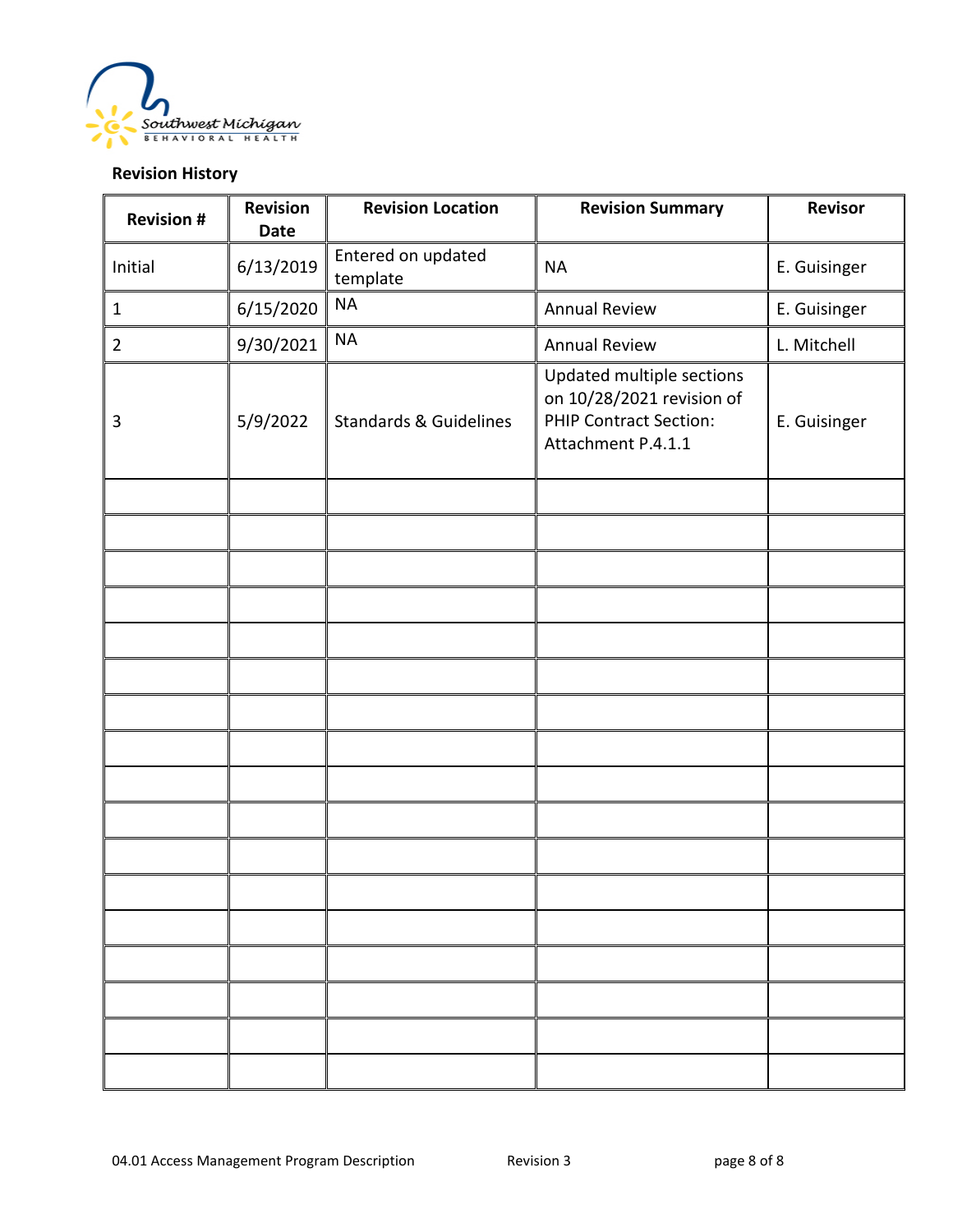**Revision History**

| Revision # | Revision Date | Revision Location | Revision Summary | Revisor |
|---|---|---|---|---|
| Initial | 6/13/2019 | Entered on updated template | NA | E. Guisinger |
| 1 | 6/15/2020 | NA | Annual Review | E. Guisinger |
| 2 | 9/30/2021 | NA | Annual Review | L. Mitchell |
| 3 | 5/9/2022 | Standards & Guidelines | Updated multiple sections on 10/28/2021 revision of PHIP Contract Section: Attachment P.4.1.1 | E. Guisinger |
| | | | | |
| | | | | |
| | | | | |
| | | | | |
| | | | | |
| | | | | |
| | | | | |
| | | | | |
| | | | | |
| | | | | |
| | | | | |
| | | | | |
| | | | | |
| | | | | |
| | | | | |
| | | | | |
| | | | | |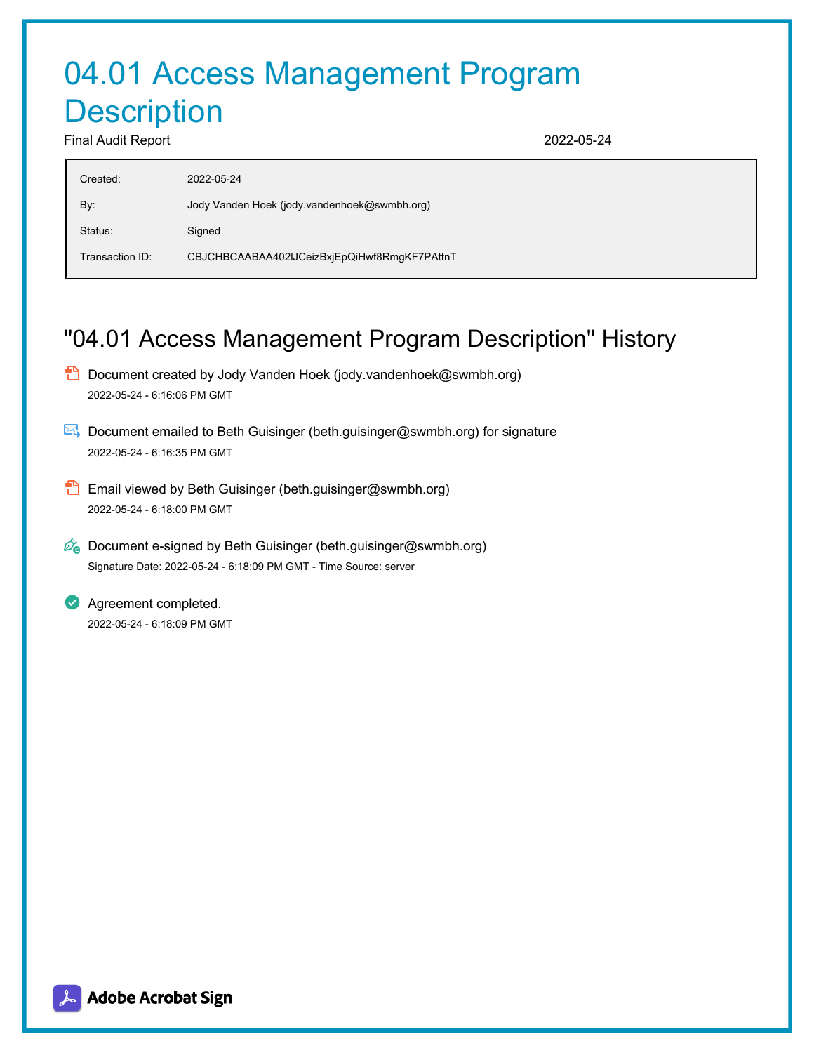# 04.01 Access Management Program Description

Final Audit Report 2022-05-24

| | |
|---|---|
| Created: | 2022-05-24 |
| By: | Jody Vanden Hoek (jody.vandenhoek@swmbh.org) |
| Status: | Signed |
| Transaction ID: | CBJCHBCAABAA402lJCeizBxjEpQiHwf8RmgKF7PAttnT |

## "04.01 Access Management Program Description" History

- Document created by Jody Vanden Hoek (jody.vandenhoek@swmbh.org)
  2022-05-24 - 6:16:06 PM GMT

- Document emailed to Beth Guisinger (beth.guisinger@swmbh.org) for signature
  2022-05-24 - 6:16:35 PM GMT

- Email viewed by Beth Guisinger (beth.guisinger@swmbh.org)
  2022-05-24 - 6:18:00 PM GMT

- Document e-signed by Beth Guisinger (beth.guisinger@swmbh.org)
  Signature Date: 2022-05-24 - 6:18:09 PM GMT - Time Source: server

- Agreement completed.
  2022-05-24 - 6:18:09 PM GMT

Adobe Acrobat Sign